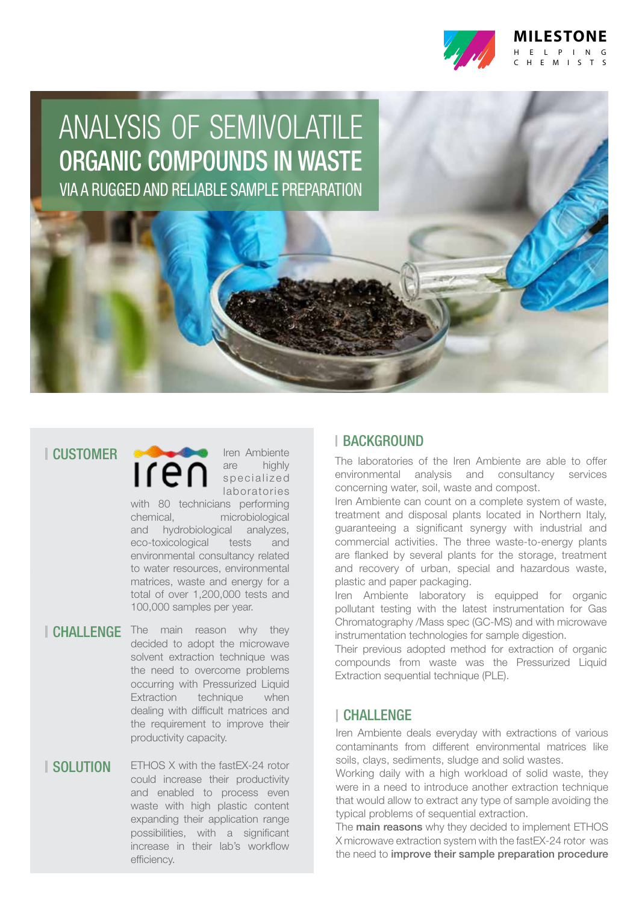# ANALYSIS OF SEMIVOLATILE ORGANIC COMPOUNDS IN WASTE

## VIA A RUGGED AND RELIABLE SAMPLE PREPARATION

## CUSTOMER

Iren Ambiente are highly specialized laboratories with 80 technicians performing chemical, microbiological and hydrobiological analyzes, eco-toxicological tests and environmental consultancy related to water resources, environmental matrices, waste and energy for a total of over 1,200,000 tests and 100,000 samples per year.

## CHALLENGE

The main reason why they decided to adopt the microwave solvent extraction technique was the need to overcome problems occurring with Pressurized Liquid Extraction technique when dealing with difficult matrices and the requirement to improve their productivity capacity.

## SOLUTION

ETHOS X with the fastEX-24 rotor could increase their productivity and enabled to process even waste with high plastic content expanding their application range possibilities, with a significant increase in their lab's workflow efficiency.

## BACKGROUND

The laboratories of the Iren Ambiente are able to offer environmental analysis and consultancy services concerning water, soil, waste and compost.

Iren Ambiente can count on a complete system of waste, treatment and disposal plants located in Northern Italy, guaranteeing a significant synergy with industrial and commercial activities. The three waste-to-energy plants are flanked by several plants for the storage, treatment and recovery of urban, special and hazardous waste, plastic and paper packaging.

Iren Ambiente laboratory is equipped for organic pollutant testing with the latest instrumentation for Gas Chromatography /Mass spec (GC-MS) and with microwave instrumentation technologies for sample digestion.

Their previous adopted method for extraction of organic compounds from waste was the Pressurized Liquid Extraction sequential technique (PLE).

## CHALLENGE

Iren Ambiente deals everyday with extractions of various contaminants from different environmental matrices like soils, clays, sediments, sludge and solid wastes.

Working daily with a high workload of solid waste, they were in a need to introduce another extraction technique that would allow to extract any type of sample avoiding the typical problems of sequential extraction.

The **main reasons** why they decided to implement ETHOS X microwave extraction system with the fastEX-24 rotor was the need to **improve their sample preparation procedure**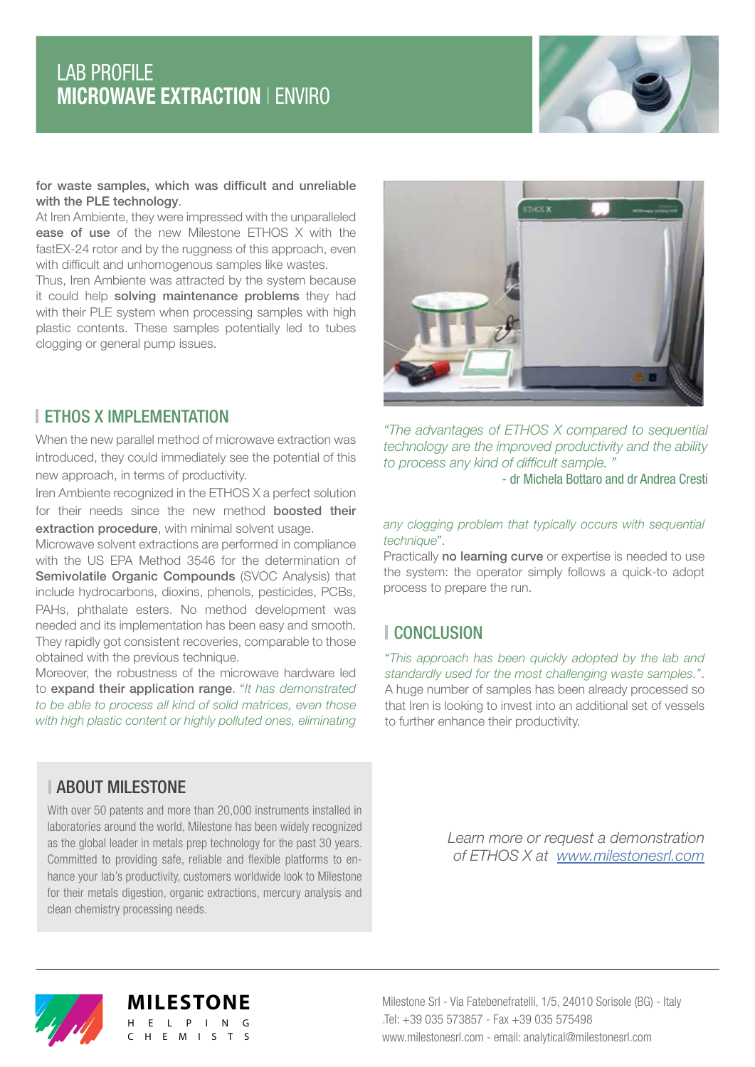# LAB PROFILE
# MICROWAVE EXTRACTION | ENVIRO

**for waste samples, which was difficult and unreliable with the PLE technology**.

At Iren Ambiente, they were impressed with the unparalleled **ease of use** of the new Milestone ETHOS X with the fastEX-24 rotor and by the ruggness of this approach, even with difficult and unhomogenous samples like wastes.

Thus, Iren Ambiente was attracted by the system because it could help **solving maintenance problems** they had with their PLE system when processing samples with high plastic contents. These samples potentially led to tubes clogging or general pump issues.

## ETHOS X IMPLEMENTATION

When the new parallel method of microwave extraction was introduced, they could immediately see the potential of this new approach, in terms of productivity.

Iren Ambiente recognized in the ETHOS X a perfect solution for their needs since the new method **boosted their extraction procedure**, with minimal solvent usage.

Microwave solvent extractions are performed in compliance with the US EPA Method 3546 for the determination of **Semivolatile Organic Compounds** (SVOC Analysis) that include hydrocarbons, dioxins, phenols, pesticides, PCBs, PAHs, phthalate esters. No method development was needed and its implementation has been easy and smooth. They rapidly got consistent recoveries, comparable to those obtained with the previous technique.

Moreover, the robustness of the microwave hardware led to **expand their application range**. "*It has demonstrated to be able to process all kind of solid matrices, even those with high plastic content or highly polluted ones, eliminating any clogging problem that typically occurs with sequential technique*".

Practically **no learning curve** or expertise is needed to use the system: the operator simply follows a quick-to adopt process to prepare the run.

*"The advantages of ETHOS X compared to sequential technology are the improved productivity and the ability to process any kind of difficult sample. "*

- dr Michela Bottaro and dr Andrea Cresti

## CONCLUSION

"*This approach has been quickly adopted by the lab and standardly used for the most challenging waste samples.*".
A huge number of samples has been already processed so that Iren is looking to invest into an additional set of vessels to further enhance their productivity.

## ABOUT MILESTONE

With over 50 patents and more than 20,000 instruments installed in laboratories around the world, Milestone has been widely recognized as the global leader in metals prep technology for the past 30 years. Committed to providing safe, reliable and flexible platforms to enhance your lab's productivity, customers worldwide look to Milestone for their metals digestion, organic extractions, mercury analysis and clean chemistry processing needs.

*Learn more or request a demonstration of ETHOS X at [www.milestonesrl.com](www.milestonesrl.com)*

MILESTONE HELPING CHEMISTS

Milestone Srl - Via Fatebenefratelli, 1/5, 24010 Sorisole (BG) - Italy
Tel: +39 035 573857 - Fax +39 035 575498
www.milestonesrl.com - email: analytical@milestonesrl.com